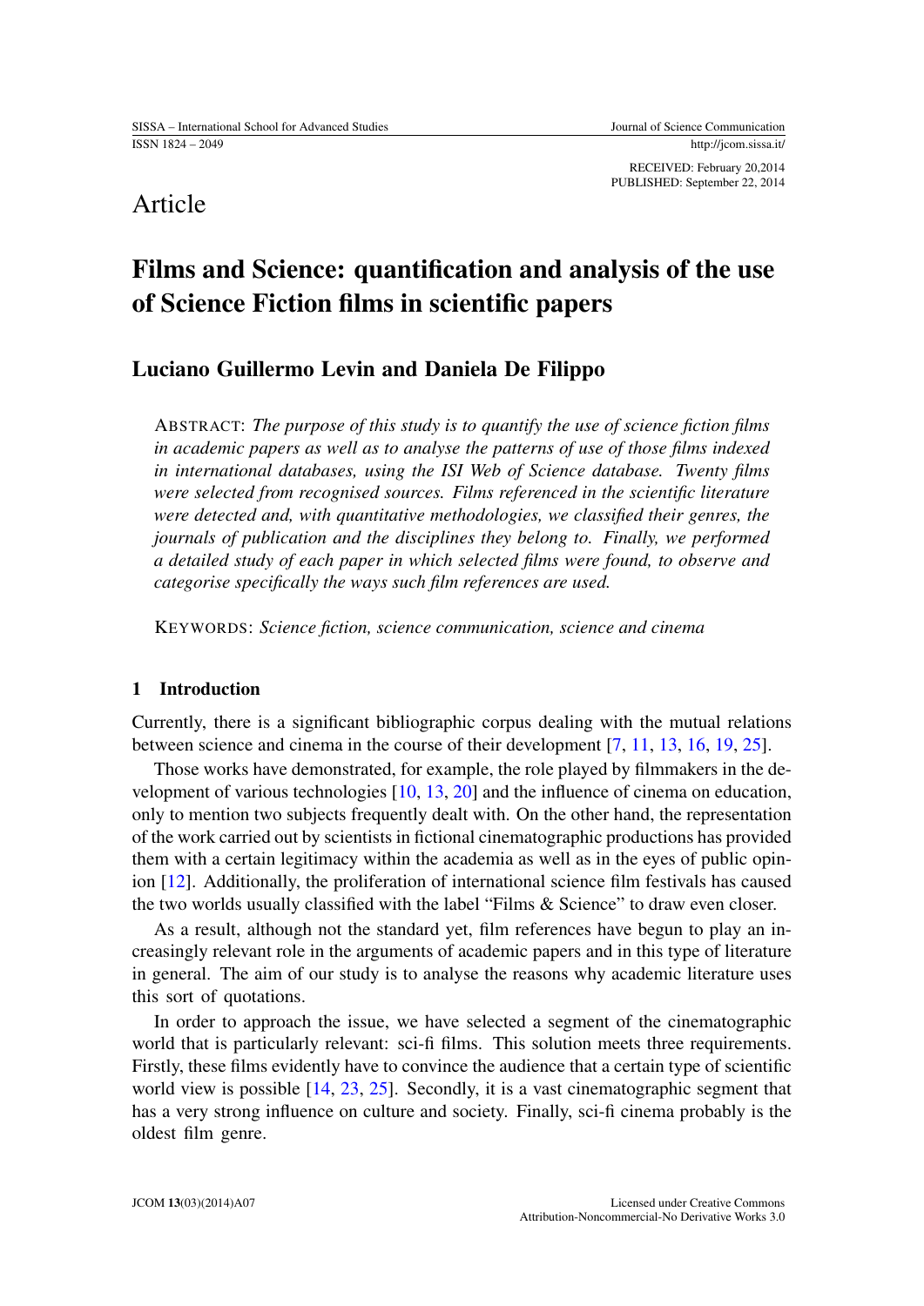Article

# Films and Science: quantification and analysis of the use of Science Fiction films in scientific papers

## Luciano Guillermo Levin and Daniela De Filippo

ABSTRACT: *The purpose of this study is to quantify the use of science fiction films in academic papers as well as to analyse the patterns of use of those films indexed in international databases, using the ISI Web of Science database. Twenty films were selected from recognised sources. Films referenced in the scientific literature were detected and, with quantitative methodologies, we classified their genres, the journals of publication and the disciplines they belong to. Finally, we performed a detailed study of each paper in which selected films were found, to observe and categorise specifically the ways such film references are used.*

KEYWORDS: *Science fiction, science communication, science and cinema*

## 1 Introduction

Currently, there is a significant bibliographic corpus dealing with the mutual relations between science and cinema in the course of their development [7, 11, 13, 16, 19, 25].

Those works have demonstrated, for example, the role played by filmmakers in the development of various technologies [10, 13, 20] and the influence of cinema on education, only to mention two subjects frequently dealt with. On the other hand, the representation of the work carried out by scientists in fictional cinematographic productions has provided them with a certain legitimacy within the academia as well as in the eyes of public opinion [12]. Additionally, the proliferation of international science film festivals has caused the two worlds usually classified with the label "Films & Science" to draw even closer.

As a result, although not the standard yet, film references have begun to play an increasingly relevant role in the arguments of academic papers and in this type of literature in general. The aim of our study is to analyse the reasons why academic literature uses this sort of quotations.

In order to approach the issue, we have selected a segment of the cinematographic world that is particularly relevant: sci-fi films. This solution meets three requirements. Firstly, these films evidently have to convince the audience that a certain type of scientific world view is possible [14, 23, 25]. Secondly, it is a vast cinematographic segment that has a very strong influence on culture and society. Finally, sci-fi cinema probably is the oldest film genre.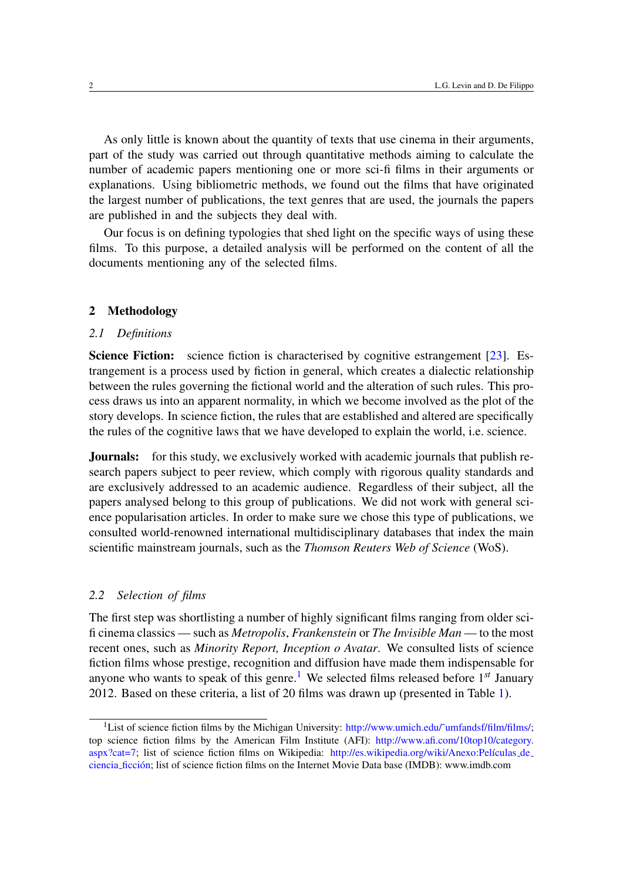As only little is known about the quantity of texts that use cinema in their arguments, part of the study was carried out through quantitative methods aiming to calculate the number of academic papers mentioning one or more sci-fi films in their arguments or explanations. Using bibliometric methods, we found out the films that have originated the largest number of publications, the text genres that are used, the journals the papers are published in and the subjects they deal with.

Our focus is on defining typologies that shed light on the specific ways of using these films. To this purpose, a detailed analysis will be performed on the content of all the documents mentioning any of the selected films.

## 2 Methodology

### 2.1 Definitions

**Science Fiction:** science fiction is characterised by cognitive estrangement [23]. Estrangement is a process used by fiction in general, which creates a dialectic relationship between the rules governing the fictional world and the alteration of such rules. This process draws us into an apparent normality, in which we become involved as the plot of the story develops. In science fiction, the rules that are established and altered are specifically the rules of the cognitive laws that we have developed to explain the world, i.e. science.

**Journals:** for this study, we exclusively worked with academic journals that publish research papers subject to peer review, which comply with rigorous quality standards and are exclusively addressed to an academic audience. Regardless of their subject, all the papers analysed belong to this group of publications. We did not work with general science popularisation articles. In order to make sure we chose this type of publications, we consulted world-renowned international multidisciplinary databases that index the main scientific mainstream journals, such as the *Thomson Reuters Web of Science* (WoS).

### 2.2 Selection of films

The first step was shortlisting a number of highly significant films ranging from older sci-fi cinema classics — such as *Metropolis*, *Frankenstein* or *The Invisible Man* — to the most recent ones, such as *Minority Report, Inception o Avatar*. We consulted lists of science fiction films whose prestige, recognition and diffusion have made them indispensable for anyone who wants to speak of this genre.[1] We selected films released before 1$^{st}$ January 2012. Based on these criteria, a list of 20 films was drawn up (presented in Table 1).

[1] List of science fiction films by the Michigan University: http://www.umich.edu/~umfandsf/film/films/; top science fiction films by the American Film Institute (AFI): http://www.afi.com/10top10/category.aspx?cat=7; list of science fiction films on Wikipedia: http://es.wikipedia.org/wiki/Anexo:Películas_de_ciencia_ficción; list of science fiction films on the Internet Movie Data base (IMDB): www.imdb.com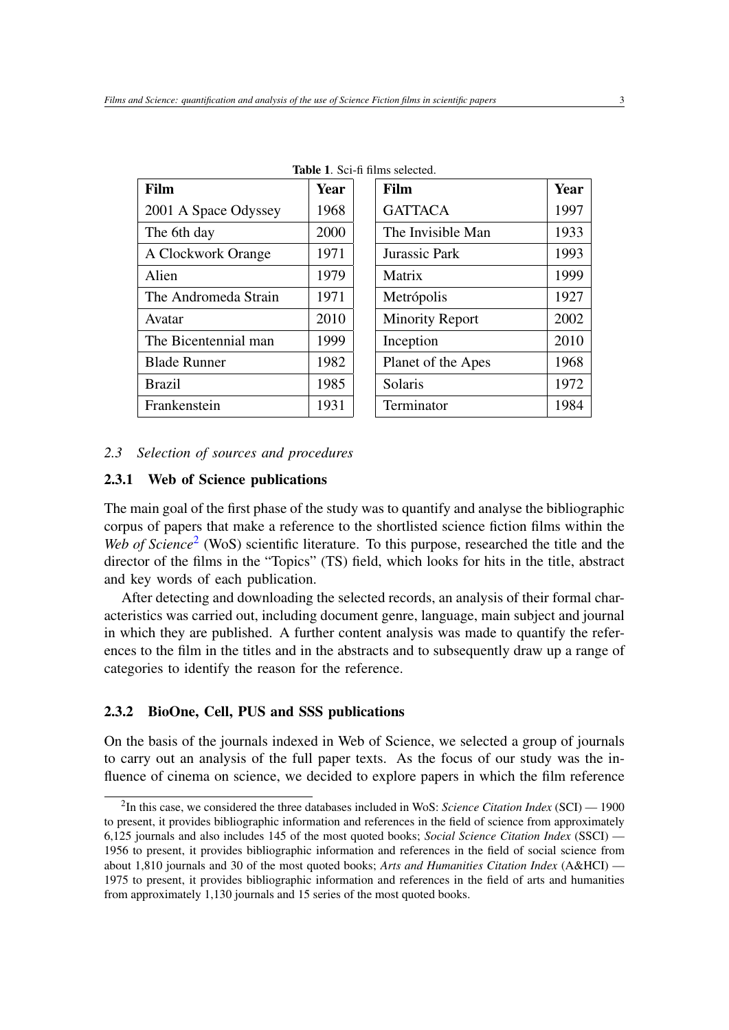**Table 1**. Sci-fi films selected.

| Film | Year | Film | Year |
|---|---|---|---|
| 2001 A Space Odyssey | 1968 | GATTACA | 1997 |
| The 6th day | 2000 | The Invisible Man | 1933 |
| A Clockwork Orange | 1971 | Jurassic Park | 1993 |
| Alien | 1979 | Matrix | 1999 |
| The Andromeda Strain | 1971 | Metrópolis | 1927 |
| Avatar | 2010 | Minority Report | 2002 |
| The Bicentennial man | 1999 | Inception | 2010 |
| Blade Runner | 1982 | Planet of the Apes | 1968 |
| Brazil | 1985 | Solaris | 1972 |
| Frankenstein | 1931 | Terminator | 1984 |

### *2.3 Selection of sources and procedures*

#### 2.3.1 Web of Science publications

The main goal of the first phase of the study was to quantify and analyse the bibliographic corpus of papers that make a reference to the shortlisted science fiction films within the *Web of Science*[2] (WoS) scientific literature. To this purpose, researched the title and the director of the films in the "Topics" (TS) field, which looks for hits in the title, abstract and key words of each publication.

After detecting and downloading the selected records, an analysis of their formal characteristics was carried out, including document genre, language, main subject and journal in which they are published. A further content analysis was made to quantify the references to the film in the titles and in the abstracts and to subsequently draw up a range of categories to identify the reason for the reference.

#### 2.3.2 BioOne, Cell, PUS and SSS publications

On the basis of the journals indexed in Web of Science, we selected a group of journals to carry out an analysis of the full paper texts. As the focus of our study was the influence of cinema on science, we decided to explore papers in which the film reference

[2] In this case, we considered the three databases included in WoS: *Science Citation Index* (SCI) — 1900 to present, it provides bibliographic information and references in the field of science from approximately 6,125 journals and also includes 145 of the most quoted books; *Social Science Citation Index* (SSCI) — 1956 to present, it provides bibliographic information and references in the field of social science from about 1,810 journals and 30 of the most quoted books; *Arts and Humanities Citation Index* (A&HCI) — 1975 to present, it provides bibliographic information and references in the field of arts and humanities from approximately 1,130 journals and 15 series of the most quoted books.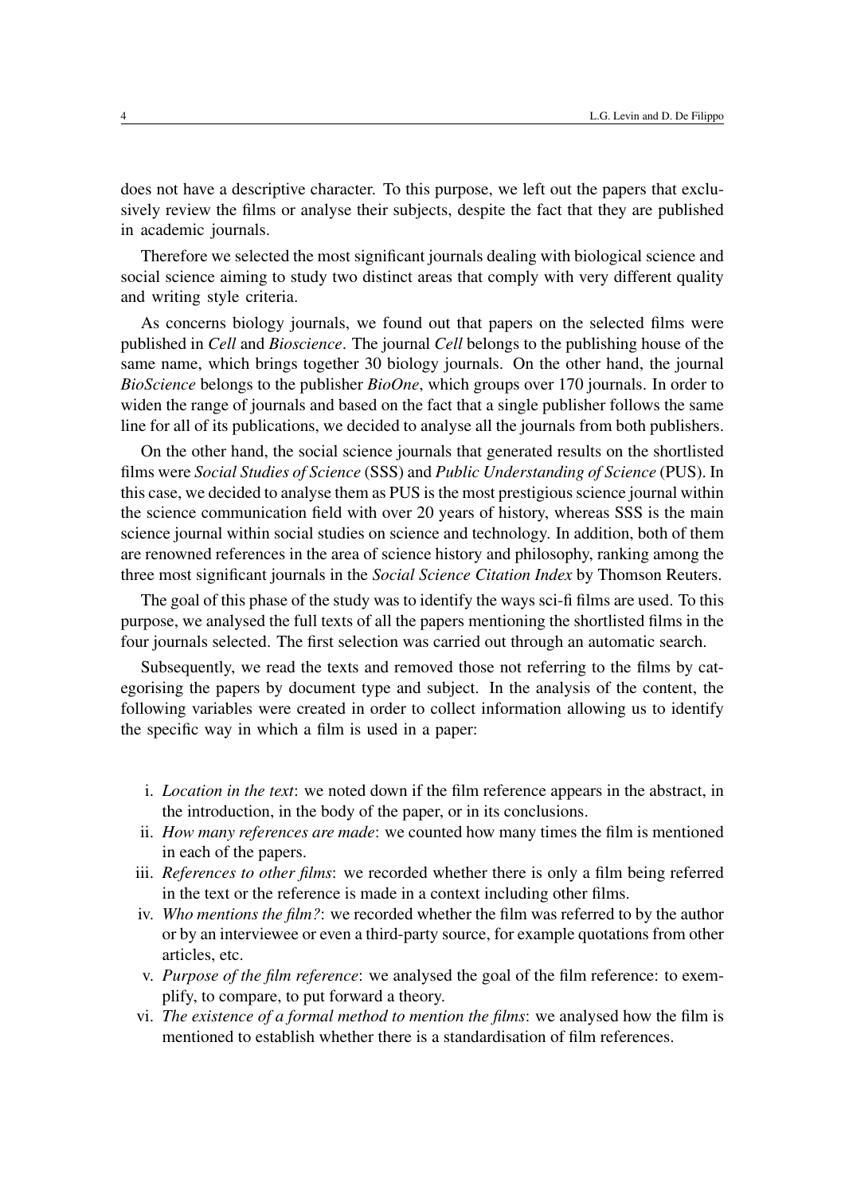does not have a descriptive character. To this purpose, we left out the papers that exclusively review the films or analyse their subjects, despite the fact that they are published in academic journals.

Therefore we selected the most significant journals dealing with biological science and social science aiming to study two distinct areas that comply with very different quality and writing style criteria.

As concerns biology journals, we found out that papers on the selected films were published in *Cell* and *Bioscience*. The journal *Cell* belongs to the publishing house of the same name, which brings together 30 biology journals. On the other hand, the journal *BioScience* belongs to the publisher *BioOne*, which groups over 170 journals. In order to widen the range of journals and based on the fact that a single publisher follows the same line for all of its publications, we decided to analyse all the journals from both publishers.

On the other hand, the social science journals that generated results on the shortlisted films were *Social Studies of Science* (SSS) and *Public Understanding of Science* (PUS). In this case, we decided to analyse them as PUS is the most prestigious science journal within the science communication field with over 20 years of history, whereas SSS is the main science journal within social studies on science and technology. In addition, both of them are renowned references in the area of science history and philosophy, ranking among the three most significant journals in the *Social Science Citation Index* by Thomson Reuters.

The goal of this phase of the study was to identify the ways sci-fi films are used. To this purpose, we analysed the full texts of all the papers mentioning the shortlisted films in the four journals selected. The first selection was carried out through an automatic search.

Subsequently, we read the texts and removed those not referring to the films by categorising the papers by document type and subject. In the analysis of the content, the following variables were created in order to collect information allowing us to identify the specific way in which a film is used in a paper:

i. *Location in the text*: we noted down if the film reference appears in the abstract, in the introduction, in the body of the paper, or in its conclusions.
ii. *How many references are made*: we counted how many times the film is mentioned in each of the papers.
iii. *References to other films*: we recorded whether there is only a film being referred in the text or the reference is made in a context including other films.
iv. *Who mentions the film?*: we recorded whether the film was referred to by the author or by an interviewee or even a third-party source, for example quotations from other articles, etc.
v. *Purpose of the film reference*: we analysed the goal of the film reference: to exemplify, to compare, to put forward a theory.
vi. *The existence of a formal method to mention the films*: we analysed how the film is mentioned to establish whether there is a standardisation of film references.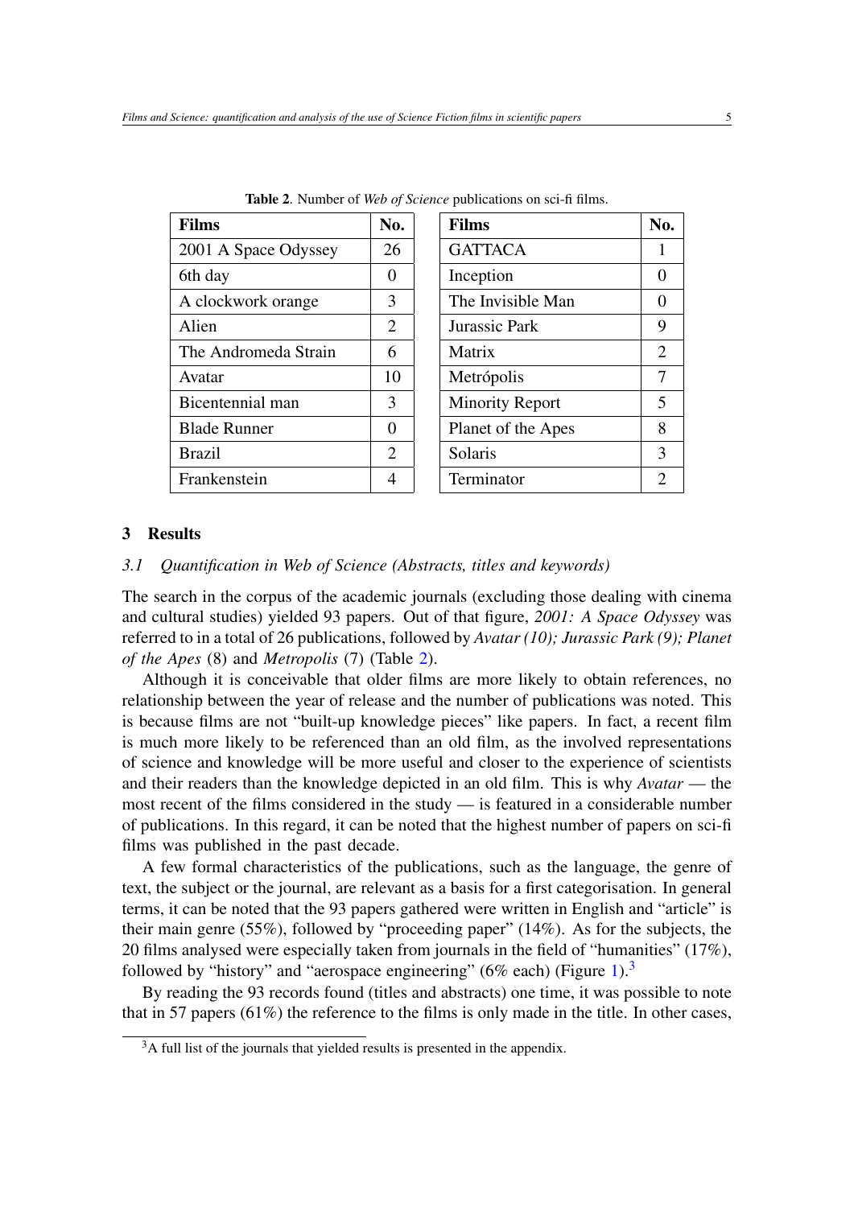**Table 2**. Number of *Web of Science* publications on sci-fi films.

| Films | No. | Films | No. |
|---|---|---|---|
| 2001 A Space Odyssey | 26 | GATTACA | 1 |
| 6th day | 0 | Inception | 0 |
| A clockwork orange | 3 | The Invisible Man | 0 |
| Alien | 2 | Jurassic Park | 9 |
| The Andromeda Strain | 6 | Matrix | 2 |
| Avatar | 10 | Metrópolis | 7 |
| Bicentennial man | 3 | Minority Report | 5 |
| Blade Runner | 0 | Planet of the Apes | 8 |
| Brazil | 2 | Solaris | 3 |
| Frankenstein | 4 | Terminator | 2 |

## 3 Results

### *3.1 Quantification in Web of Science (Abstracts, titles and keywords)*

The search in the corpus of the academic journals (excluding those dealing with cinema and cultural studies) yielded 93 papers. Out of that figure, *2001: A Space Odyssey* was referred to in a total of 26 publications, followed by *Avatar (10); Jurassic Park (9); Planet of the Apes* (8) and *Metropolis* (7) (Table 2).

Although it is conceivable that older films are more likely to obtain references, no relationship between the year of release and the number of publications was noted. This is because films are not "built-up knowledge pieces" like papers. In fact, a recent film is much more likely to be referenced than an old film, as the involved representations of science and knowledge will be more useful and closer to the experience of scientists and their readers than the knowledge depicted in an old film. This is why *Avatar* — the most recent of the films considered in the study — is featured in a considerable number of publications. In this regard, it can be noted that the highest number of papers on sci-fi films was published in the past decade.

A few formal characteristics of the publications, such as the language, the genre of text, the subject or the journal, are relevant as a basis for a first categorisation. In general terms, it can be noted that the 93 papers gathered were written in English and "article" is their main genre (55%), followed by "proceeding paper" (14%). As for the subjects, the 20 films analysed were especially taken from journals in the field of "humanities" (17%), followed by "history" and "aerospace engineering" (6% each) (Figure 1).[3]

By reading the 93 records found (titles and abstracts) one time, it was possible to note that in 57 papers (61%) the reference to the films is only made in the title. In other cases,

[3] A full list of the journals that yielded results is presented in the appendix.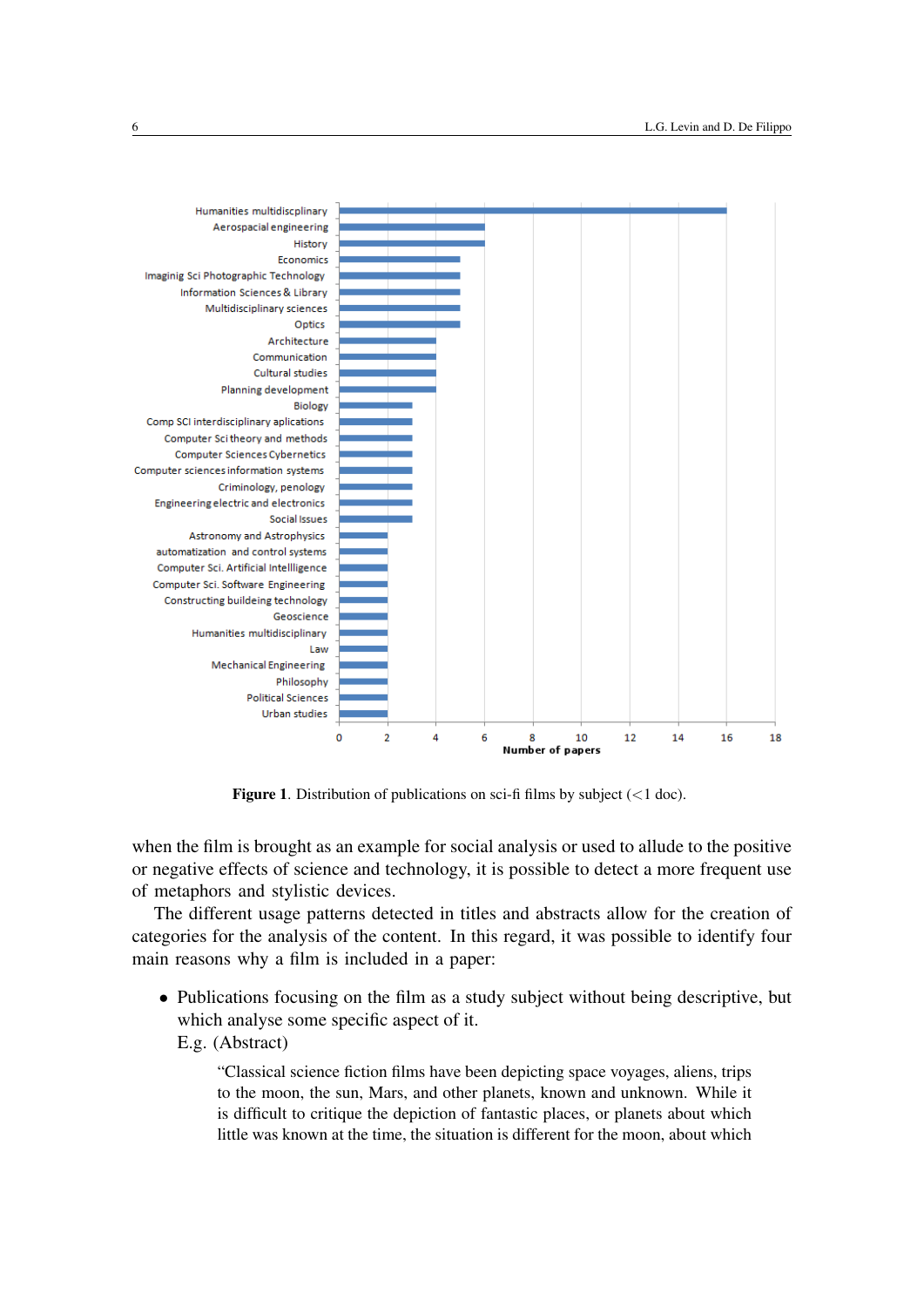| Subject | Number of papers |
|---|---|
| Humanities multidiscplinary | 16 |
| Aerospacial engineering | 6 |
| History | 6 |
| Economics | 5 |
| Imaginig Sci Photographic Technology | 5 |
| Information Sciences & Library | 5 |
| Multidisciplinary sciences | 5 |
| Optics | 5 |
| Architecture | 4 |
| Communication | 4 |
| Cultural studies | 4 |
| Planning development | 4 |
| Biology | 3 |
| Comp SCI interdisciplinary aplications | 3 |
| Computer Sci theory and methods | 3 |
| Computer Sciences Cybernetics | 3 |
| Computer sciences information systems | 3 |
| Criminology, penology | 3 |
| Engineering electric and electronics | 3 |
| Social Issues | 3 |
| Astronomy and Astrophysics | 2 |
| automatization and control systems | 2 |
| Computer Sci. Artificial Intellligence | 2 |
| Computer Sci. Software Engineering | 2 |
| Constructing buildeing technology | 2 |
| Geoscience | 2 |
| Humanities multidisciplinary | 2 |
| Law | 2 |
| Mechanical Engineering | 2 |
| Philosophy | 2 |
| Political Sciences | 2 |
| Urban studies | 2 |

**Figure 1**. Distribution of publications on sci-fi films by subject (<1 doc).

when the film is brought as an example for social analysis or used to allude to the positive or negative effects of science and technology, it is possible to detect a more frequent use of metaphors and stylistic devices.

The different usage patterns detected in titles and abstracts allow for the creation of categories for the analysis of the content. In this regard, it was possible to identify four main reasons why a film is included in a paper:

- Publications focusing on the film as a study subject without being descriptive, but which analyse some specific aspect of it.
  E.g. (Abstract)

  > "Classical science fiction films have been depicting space voyages, aliens, trips to the moon, the sun, Mars, and other planets, known and unknown. While it is difficult to critique the depiction of fantastic places, or planets about which little was known at the time, the situation is different for the moon, about which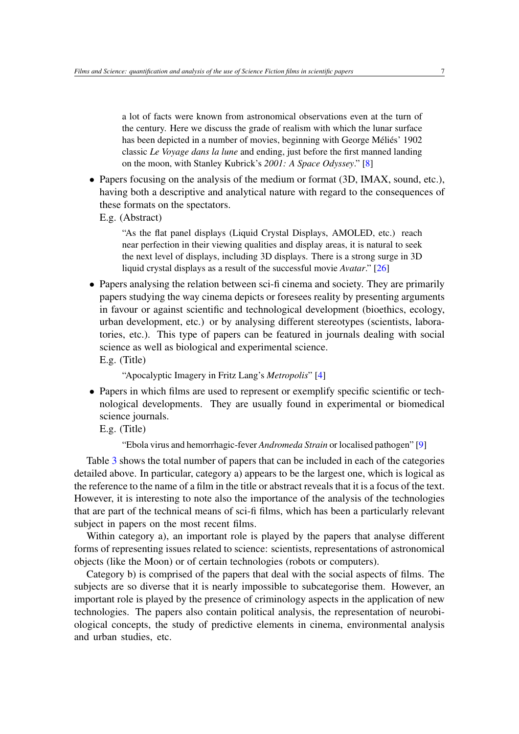a lot of facts were known from astronomical observations even at the turn of the century. Here we discuss the grade of realism with which the lunar surface has been depicted in a number of movies, beginning with George Méliés' 1902 classic *Le Voyage dans la lune* and ending, just before the first manned landing on the moon, with Stanley Kubrick's *2001: A Space Odyssey*." [8]

- Papers focusing on the analysis of the medium or format (3D, IMAX, sound, etc.), having both a descriptive and analytical nature with regard to the consequences of these formats on the spectators.

  E.g. (Abstract)

  > "As the flat panel displays (Liquid Crystal Displays, AMOLED, etc.) reach near perfection in their viewing qualities and display areas, it is natural to seek the next level of displays, including 3D displays. There is a strong surge in 3D liquid crystal displays as a result of the successful movie *Avatar*." [26]

- Papers analysing the relation between sci-fi cinema and society. They are primarily papers studying the way cinema depicts or foresees reality by presenting arguments in favour or against scientific and technological development (bioethics, ecology, urban development, etc.) or by analysing different stereotypes (scientists, laboratories, etc.). This type of papers can be featured in journals dealing with social science as well as biological and experimental science.

  E.g. (Title)

  > "Apocalyptic Imagery in Fritz Lang's *Metropolis*" [4]

- Papers in which films are used to represent or exemplify specific scientific or technological developments. They are usually found in experimental or biomedical science journals.

  E.g. (Title)

  > "Ebola virus and hemorrhagic-fever *Andromeda Strain* or localised pathogen" [9]

Table 3 shows the total number of papers that can be included in each of the categories detailed above. In particular, category a) appears to be the largest one, which is logical as the reference to the name of a film in the title or abstract reveals that it is a focus of the text. However, it is interesting to note also the importance of the analysis of the technologies that are part of the technical means of sci-fi films, which has been a particularly relevant subject in papers on the most recent films.

Within category a), an important role is played by the papers that analyse different forms of representing issues related to science: scientists, representations of astronomical objects (like the Moon) or of certain technologies (robots or computers).

Category b) is comprised of the papers that deal with the social aspects of films. The subjects are so diverse that it is nearly impossible to subcategorise them. However, an important role is played by the presence of criminology aspects in the application of new technologies. The papers also contain political analysis, the representation of neurobiological concepts, the study of predictive elements in cinema, environmental analysis and urban studies, etc.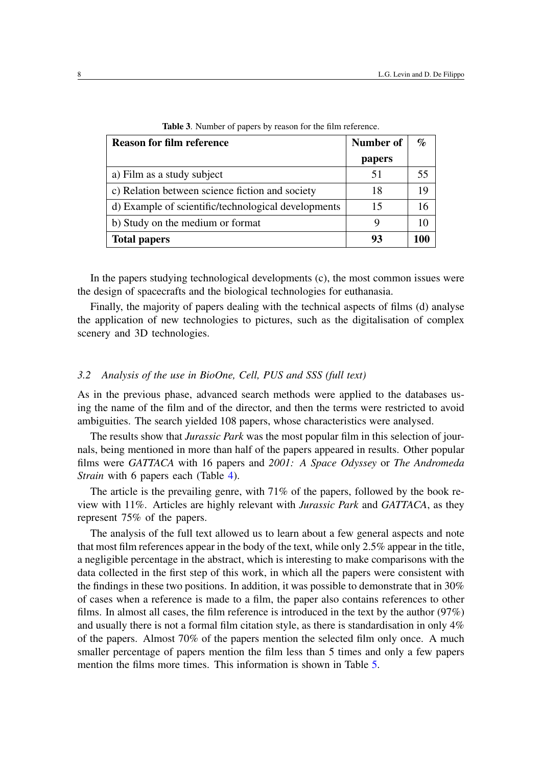**Table 3**. Number of papers by reason for the film reference.

| Reason for film reference | Number of papers | % |
|---|---|---|
| a) Film as a study subject | 51 | 55 |
| c) Relation between science fiction and society | 18 | 19 |
| d) Example of scientific/technological developments | 15 | 16 |
| b) Study on the medium or format | 9 | 10 |
| **Total papers** | **93** | **100** |

In the papers studying technological developments (c), the most common issues were the design of spacecrafts and the biological technologies for euthanasia.

Finally, the majority of papers dealing with the technical aspects of films (d) analyse the application of new technologies to pictures, such as the digitalisation of complex scenery and 3D technologies.

### *3.2 Analysis of the use in BioOne, Cell, PUS and SSS (full text)*

As in the previous phase, advanced search methods were applied to the databases using the name of the film and of the director, and then the terms were restricted to avoid ambiguities. The search yielded 108 papers, whose characteristics were analysed.

The results show that *Jurassic Park* was the most popular film in this selection of journals, being mentioned in more than half of the papers appeared in results. Other popular films were *GATTACA* with 16 papers and *2001: A Space Odyssey* or *The Andromeda Strain* with 6 papers each (Table 4).

The article is the prevailing genre, with 71% of the papers, followed by the book review with 11%. Articles are highly relevant with *Jurassic Park* and *GATTACA*, as they represent 75% of the papers.

The analysis of the full text allowed us to learn about a few general aspects and note that most film references appear in the body of the text, while only 2.5% appear in the title, a negligible percentage in the abstract, which is interesting to make comparisons with the data collected in the first step of this work, in which all the papers were consistent with the findings in these two positions. In addition, it was possible to demonstrate that in 30% of cases when a reference is made to a film, the paper also contains references to other films. In almost all cases, the film reference is introduced in the text by the author (97%) and usually there is not a formal film citation style, as there is standardisation in only 4% of the papers. Almost 70% of the papers mention the selected film only once. A much smaller percentage of papers mention the film less than 5 times and only a few papers mention the films more times. This information is shown in Table 5.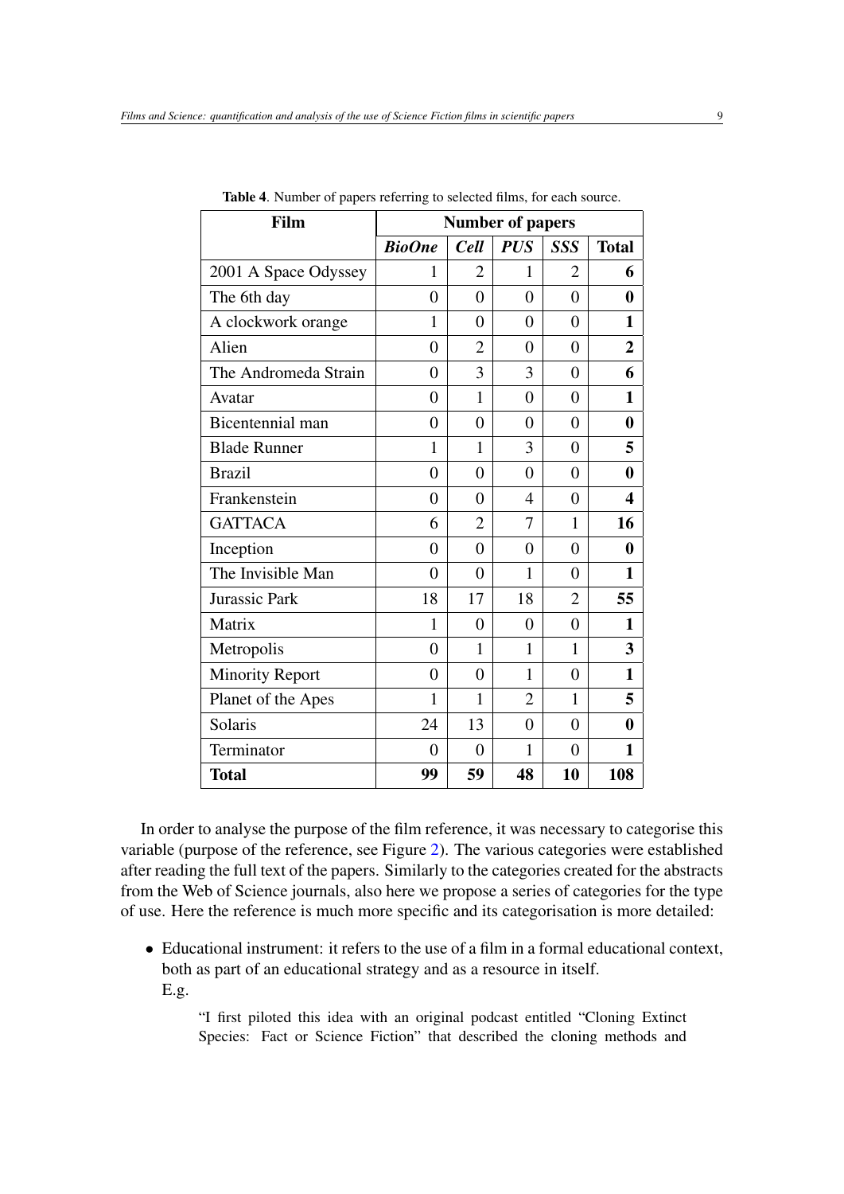**Table 4**. Number of papers referring to selected films, for each source.

| Film | Number of papers | | | | |
|---|---|---|---|---|---|
| | ***BioOne*** | ***Cell*** | ***PUS*** | ***SSS*** | **Total** |
| 2001 A Space Odyssey | 1 | 2 | 1 | 2 | **6** |
| The 6th day | 0 | 0 | 0 | 0 | **0** |
| A clockwork orange | 1 | 0 | 0 | 0 | **1** |
| Alien | 0 | 2 | 0 | 0 | **2** |
| The Andromeda Strain | 0 | 3 | 3 | 0 | **6** |
| Avatar | 0 | 1 | 0 | 0 | **1** |
| Bicentennial man | 0 | 0 | 0 | 0 | **0** |
| Blade Runner | 1 | 1 | 3 | 0 | **5** |
| Brazil | 0 | 0 | 0 | 0 | **0** |
| Frankenstein | 0 | 0 | 4 | 0 | **4** |
| GATTACA | 6 | 2 | 7 | 1 | **16** |
| Inception | 0 | 0 | 0 | 0 | **0** |
| The Invisible Man | 0 | 0 | 1 | 0 | **1** |
| Jurassic Park | 18 | 17 | 18 | 2 | **55** |
| Matrix | 1 | 0 | 0 | 0 | **1** |
| Metropolis | 0 | 1 | 1 | 1 | **3** |
| Minority Report | 0 | 0 | 1 | 0 | **1** |
| Planet of the Apes | 1 | 1 | 2 | 1 | **5** |
| Solaris | 24 | 13 | 0 | 0 | **0** |
| Terminator | 0 | 0 | 1 | 0 | **1** |
| **Total** | **99** | **59** | **48** | **10** | **108** |

In order to analyse the purpose of the film reference, it was necessary to categorise this variable (purpose of the reference, see Figure 2). The various categories were established after reading the full text of the papers. Similarly to the categories created for the abstracts from the Web of Science journals, also here we propose a series of categories for the type of use. Here the reference is much more specific and its categorisation is more detailed:

- Educational instrument: it refers to the use of a film in a formal educational context, both as part of an educational strategy and as a resource in itself.
  E.g.

  > "I first piloted this idea with an original podcast entitled "Cloning Extinct Species: Fact or Science Fiction" that described the cloning methods and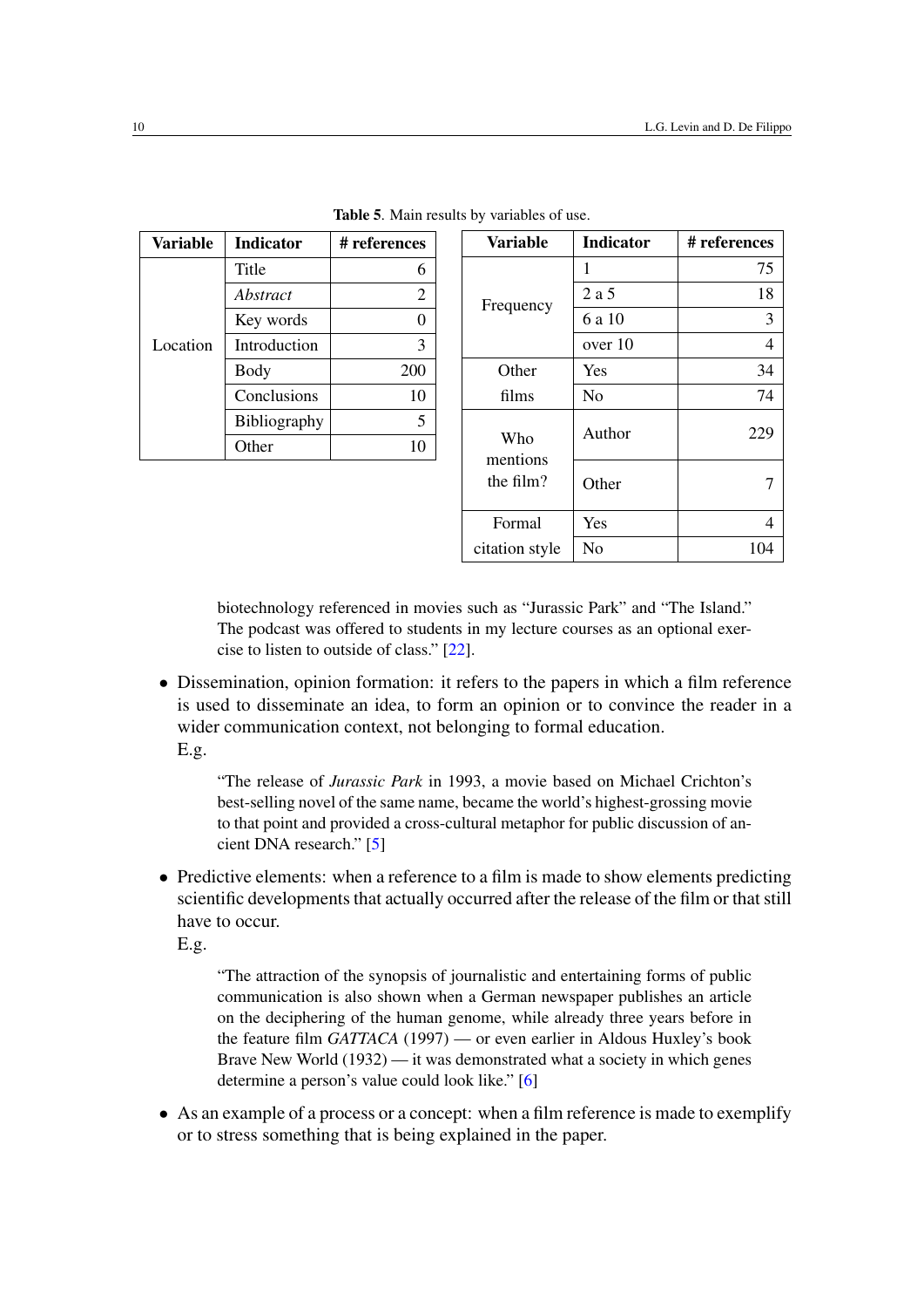**Table 5**. Main results by variables of use.

| Variable | Indicator | # references |
|---|---|---|
| Location | Title | 6 |
| | *Abstract* | 2 |
| | Key words | 0 |
| | Introduction | 3 |
| | Body | 200 |
| | Conclusions | 10 |
| | Bibliography | 5 |
| | Other | 10 |

| Variable | Indicator | # references |
|---|---|---|
| Frequency | 1 | 75 |
| | 2 a 5 | 18 |
| | 6 a 10 | 3 |
| | over 10 | 4 |
| Other films | Yes | 34 |
| | No | 74 |
| Who mentions the film? | Author | 229 |
| | Other | 7 |
| Formal citation style | Yes | 4 |
| | No | 104 |

> biotechnology referenced in movies such as "Jurassic Park" and "The Island." The podcast was offered to students in my lecture courses as an optional exercise to listen to outside of class." [22].

- Dissemination, opinion formation: it refers to the papers in which a film reference is used to disseminate an idea, to form an opinion or to convince the reader in a wider communication context, not belonging to formal education.
  E.g.

  > "The release of *Jurassic Park* in 1993, a movie based on Michael Crichton's best-selling novel of the same name, became the world's highest-grossing movie to that point and provided a cross-cultural metaphor for public discussion of ancient DNA research." [5]

- Predictive elements: when a reference to a film is made to show elements predicting scientific developments that actually occurred after the release of the film or that still have to occur.
  E.g.

  > "The attraction of the synopsis of journalistic and entertaining forms of public communication is also shown when a German newspaper publishes an article on the deciphering of the human genome, while already three years before in the feature film *GATTACA* (1997) — or even earlier in Aldous Huxley's book Brave New World (1932) — it was demonstrated what a society in which genes determine a person's value could look like." [6]

- As an example of a process or a concept: when a film reference is made to exemplify or to stress something that is being explained in the paper.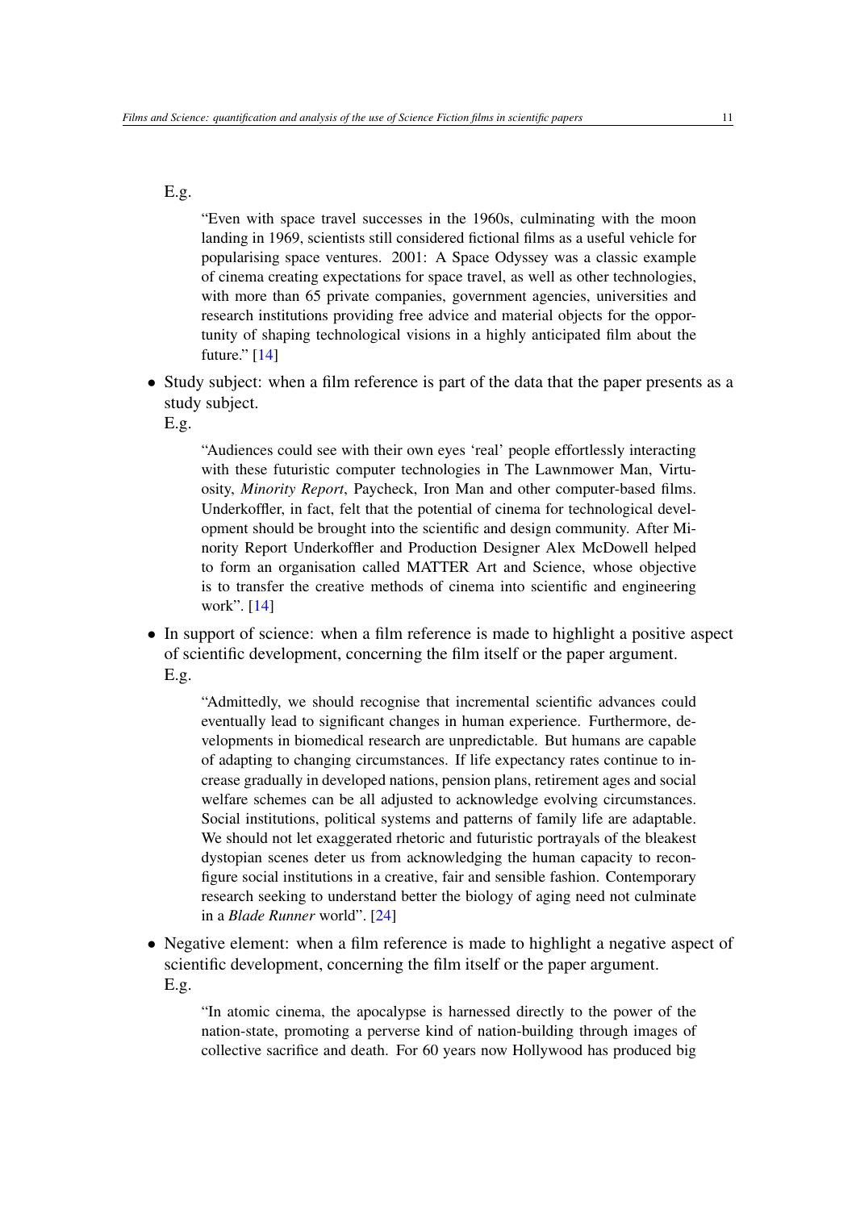E.g.

> "Even with space travel successes in the 1960s, culminating with the moon landing in 1969, scientists still considered fictional films as a useful vehicle for popularising space ventures. 2001: A Space Odyssey was a classic example of cinema creating expectations for space travel, as well as other technologies, with more than 65 private companies, government agencies, universities and research institutions providing free advice and material objects for the opportunity of shaping technological visions in a highly anticipated film about the future." [14]

- Study subject: when a film reference is part of the data that the paper presents as a study subject.

  E.g.

  > "Audiences could see with their own eyes 'real' people effortlessly interacting with these futuristic computer technologies in The Lawnmower Man, Virtuosity, *Minority Report*, Paycheck, Iron Man and other computer-based films. Underkoffler, in fact, felt that the potential of cinema for technological development should be brought into the scientific and design community. After Minority Report Underkoffler and Production Designer Alex McDowell helped to form an organisation called MATTER Art and Science, whose objective is to transfer the creative methods of cinema into scientific and engineering work". [14]

- In support of science: when a film reference is made to highlight a positive aspect of scientific development, concerning the film itself or the paper argument.

  E.g.

  > "Admittedly, we should recognise that incremental scientific advances could eventually lead to significant changes in human experience. Furthermore, developments in biomedical research are unpredictable. But humans are capable of adapting to changing circumstances. If life expectancy rates continue to increase gradually in developed nations, pension plans, retirement ages and social welfare schemes can be all adjusted to acknowledge evolving circumstances. Social institutions, political systems and patterns of family life are adaptable. We should not let exaggerated rhetoric and futuristic portrayals of the bleakest dystopian scenes deter us from acknowledging the human capacity to reconfigure social institutions in a creative, fair and sensible fashion. Contemporary research seeking to understand better the biology of aging need not culminate in a *Blade Runner* world". [24]

- Negative element: when a film reference is made to highlight a negative aspect of scientific development, concerning the film itself or the paper argument.

  E.g.

  > "In atomic cinema, the apocalypse is harnessed directly to the power of the nation-state, promoting a perverse kind of nation-building through images of collective sacrifice and death. For 60 years now Hollywood has produced big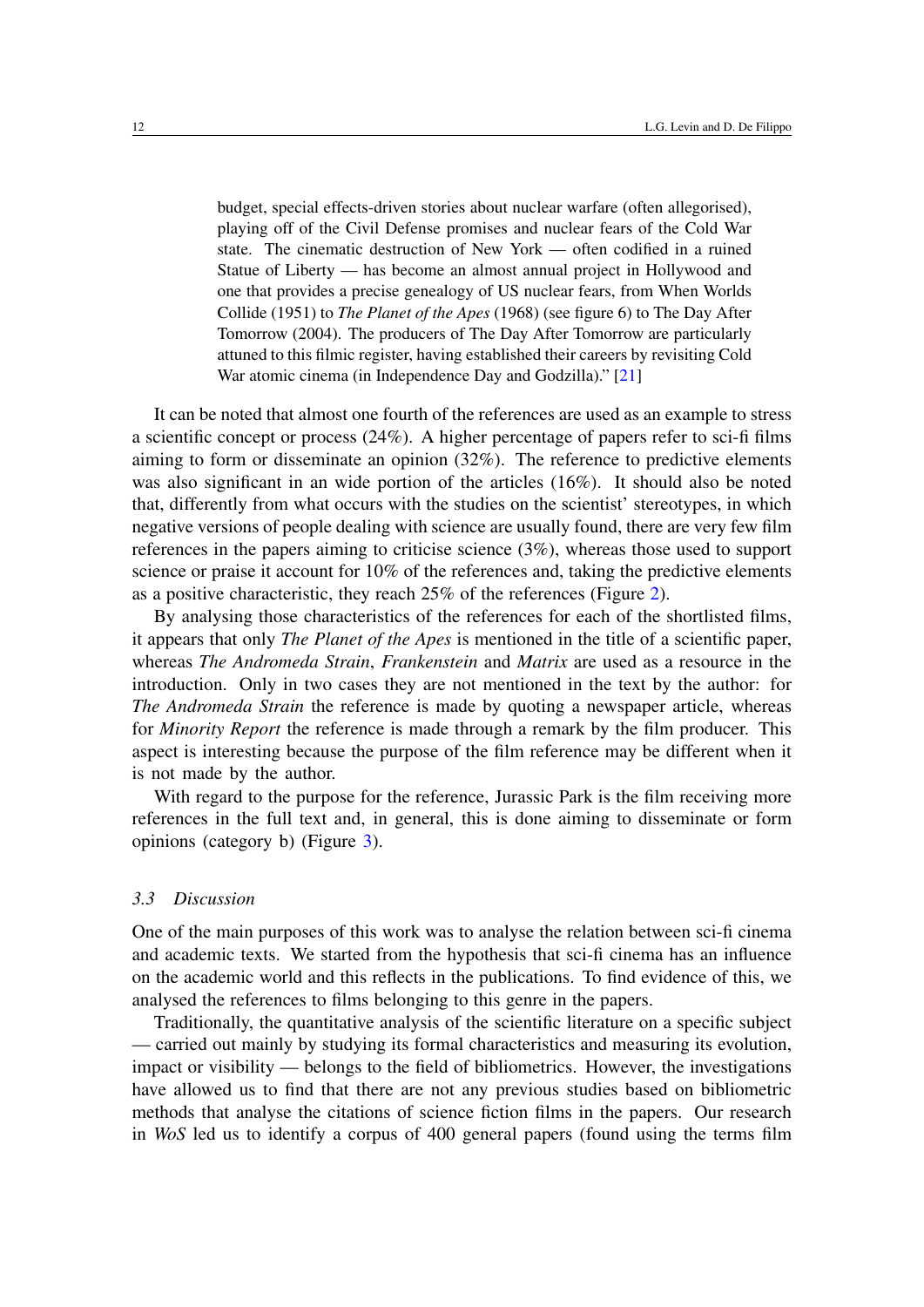> budget, special effects-driven stories about nuclear warfare (often allegorised), playing off of the Civil Defense promises and nuclear fears of the Cold War state. The cinematic destruction of New York — often codified in a ruined Statue of Liberty — has become an almost annual project in Hollywood and one that provides a precise genealogy of US nuclear fears, from When Worlds Collide (1951) to *The Planet of the Apes* (1968) (see figure 6) to The Day After Tomorrow (2004). The producers of The Day After Tomorrow are particularly attuned to this filmic register, having established their careers by revisiting Cold War atomic cinema (in Independence Day and Godzilla)." [21]

It can be noted that almost one fourth of the references are used as an example to stress a scientific concept or process (24%). A higher percentage of papers refer to sci-fi films aiming to form or disseminate an opinion (32%). The reference to predictive elements was also significant in an wide portion of the articles (16%). It should also be noted that, differently from what occurs with the studies on the scientist' stereotypes, in which negative versions of people dealing with science are usually found, there are very few film references in the papers aiming to criticise science (3%), whereas those used to support science or praise it account for 10% of the references and, taking the predictive elements as a positive characteristic, they reach 25% of the references (Figure 2).

By analysing those characteristics of the references for each of the shortlisted films, it appears that only *The Planet of the Apes* is mentioned in the title of a scientific paper, whereas *The Andromeda Strain*, *Frankenstein* and *Matrix* are used as a resource in the introduction. Only in two cases they are not mentioned in the text by the author: for *The Andromeda Strain* the reference is made by quoting a newspaper article, whereas for *Minority Report* the reference is made through a remark by the film producer. This aspect is interesting because the purpose of the film reference may be different when it is not made by the author.

With regard to the purpose for the reference, Jurassic Park is the film receiving more references in the full text and, in general, this is done aiming to disseminate or form opinions (category b) (Figure 3).

### *3.3 Discussion*

One of the main purposes of this work was to analyse the relation between sci-fi cinema and academic texts. We started from the hypothesis that sci-fi cinema has an influence on the academic world and this reflects in the publications. To find evidence of this, we analysed the references to films belonging to this genre in the papers.

Traditionally, the quantitative analysis of the scientific literature on a specific subject — carried out mainly by studying its formal characteristics and measuring its evolution, impact or visibility — belongs to the field of bibliometrics. However, the investigations have allowed us to find that there are not any previous studies based on bibliometric methods that analyse the citations of science fiction films in the papers. Our research in *WoS* led us to identify a corpus of 400 general papers (found using the terms film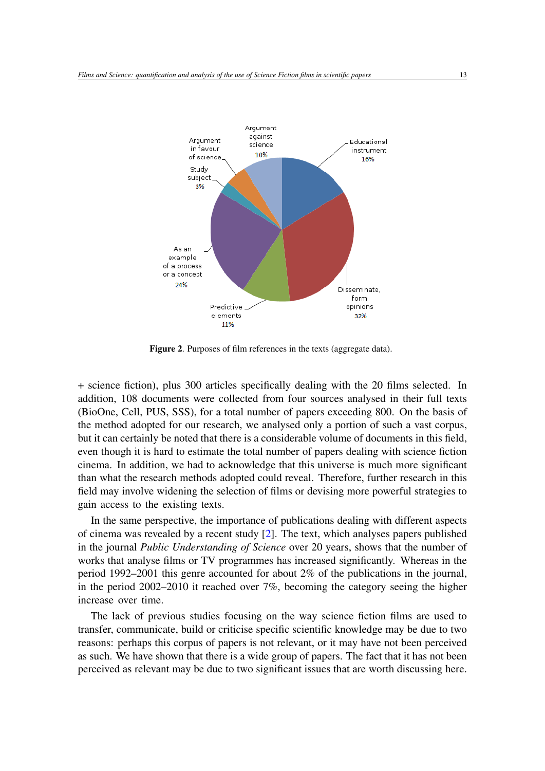Figure 2. Purposes of film references in the texts (aggregate data).

+ science fiction), plus 300 articles specifically dealing with the 20 films selected. In addition, 108 documents were collected from four sources analysed in their full texts (BioOne, Cell, PUS, SSS), for a total number of papers exceeding 800. On the basis of the method adopted for our research, we analysed only a portion of such a vast corpus, but it can certainly be noted that there is a considerable volume of documents in this field, even though it is hard to estimate the total number of papers dealing with science fiction cinema. In addition, we had to acknowledge that this universe is much more significant than what the research methods adopted could reveal. Therefore, further research in this field may involve widening the selection of films or devising more powerful strategies to gain access to the existing texts.

In the same perspective, the importance of publications dealing with different aspects of cinema was revealed by a recent study [2]. The text, which analyses papers published in the journal *Public Understanding of Science* over 20 years, shows that the number of works that analyse films or TV programmes has increased significantly. Whereas in the period 1992–2001 this genre accounted for about 2% of the publications in the journal, in the period 2002–2010 it reached over 7%, becoming the category seeing the higher increase over time.

The lack of previous studies focusing on the way science fiction films are used to transfer, communicate, build or criticise specific scientific knowledge may be due to two reasons: perhaps this corpus of papers is not relevant, or it may have not been perceived as such. We have shown that there is a wide group of papers. The fact that it has not been perceived as relevant may be due to two significant issues that are worth discussing here.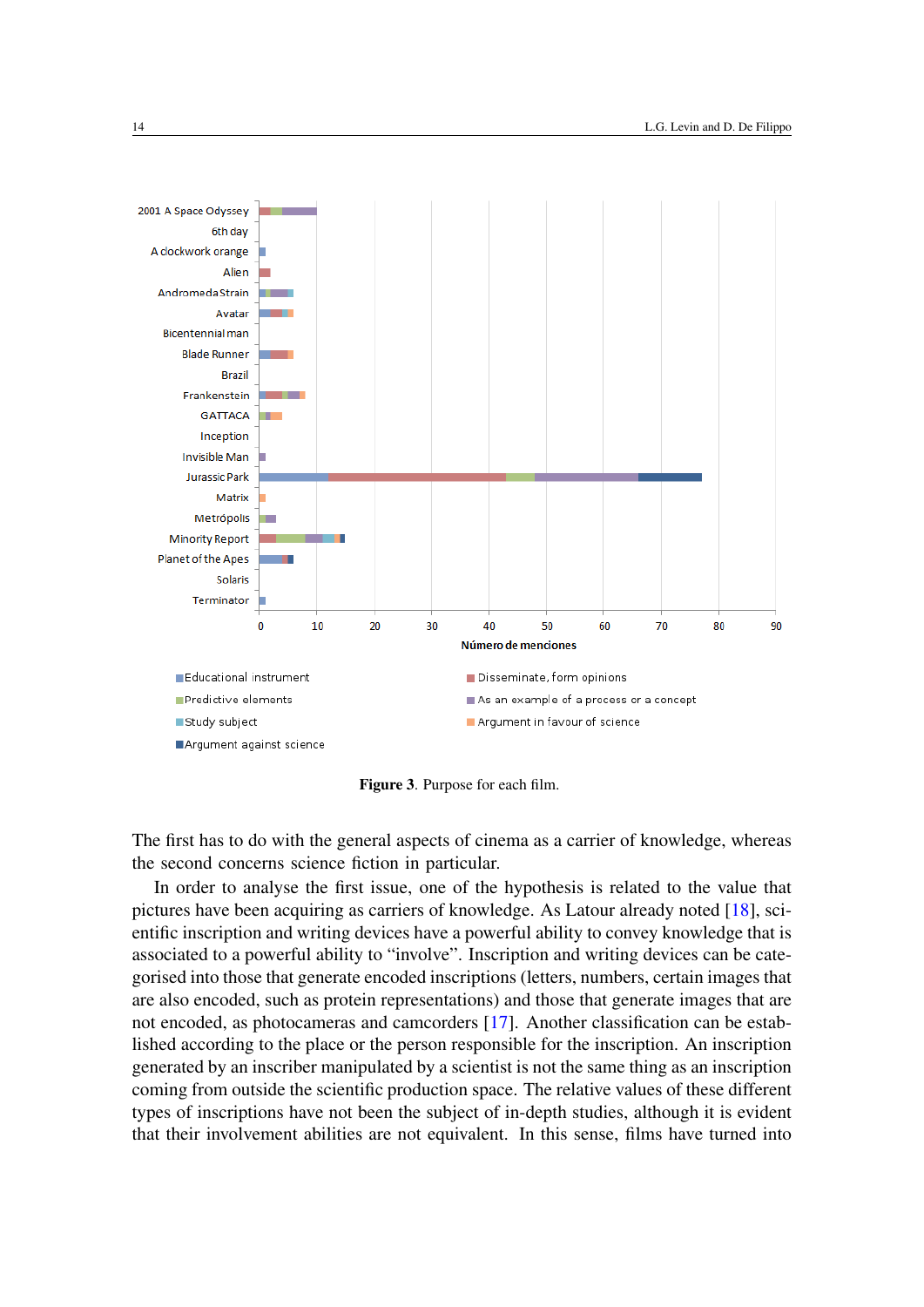Figure 3. Purpose for each film.

The first has to do with the general aspects of cinema as a carrier of knowledge, whereas the second concerns science fiction in particular.

In order to analyse the first issue, one of the hypothesis is related to the value that pictures have been acquiring as carriers of knowledge. As Latour already noted [18], scientific inscription and writing devices have a powerful ability to convey knowledge that is associated to a powerful ability to "involve". Inscription and writing devices can be categorised into those that generate encoded inscriptions (letters, numbers, certain images that are also encoded, such as protein representations) and those that generate images that are not encoded, as photocameras and camcorders [17]. Another classification can be established according to the place or the person responsible for the inscription. An inscription generated by an inscriber manipulated by a scientist is not the same thing as an inscription coming from outside the scientific production space. The relative values of these different types of inscriptions have not been the subject of in-depth studies, although it is evident that their involvement abilities are not equivalent. In this sense, films have turned into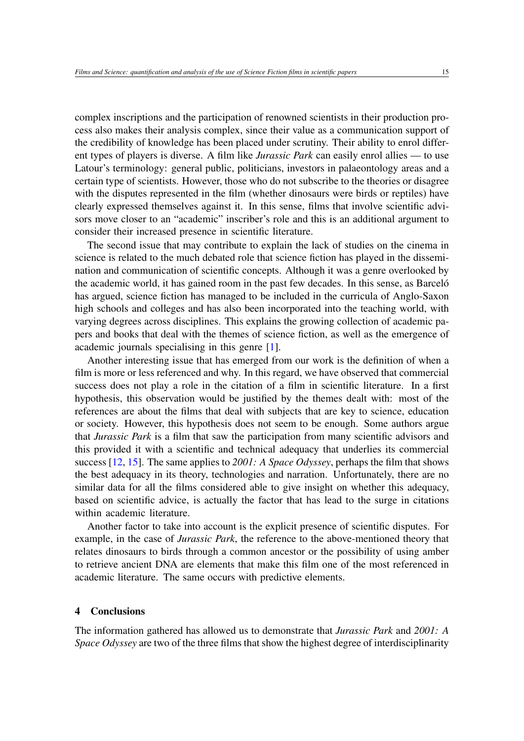complex inscriptions and the participation of renowned scientists in their production process also makes their analysis complex, since their value as a communication support of the credibility of knowledge has been placed under scrutiny. Their ability to enrol different types of players is diverse. A film like *Jurassic Park* can easily enrol allies — to use Latour's terminology: general public, politicians, investors in palaeontology areas and a certain type of scientists. However, those who do not subscribe to the theories or disagree with the disputes represented in the film (whether dinosaurs were birds or reptiles) have clearly expressed themselves against it. In this sense, films that involve scientific advisors move closer to an "academic" inscriber's role and this is an additional argument to consider their increased presence in scientific literature.

The second issue that may contribute to explain the lack of studies on the cinema in science is related to the much debated role that science fiction has played in the dissemination and communication of scientific concepts. Although it was a genre overlooked by the academic world, it has gained room in the past few decades. In this sense, as Barceló has argued, science fiction has managed to be included in the curricula of Anglo-Saxon high schools and colleges and has also been incorporated into the teaching world, with varying degrees across disciplines. This explains the growing collection of academic papers and books that deal with the themes of science fiction, as well as the emergence of academic journals specialising in this genre [1].

Another interesting issue that has emerged from our work is the definition of when a film is more or less referenced and why. In this regard, we have observed that commercial success does not play a role in the citation of a film in scientific literature. In a first hypothesis, this observation would be justified by the themes dealt with: most of the references are about the films that deal with subjects that are key to science, education or society. However, this hypothesis does not seem to be enough. Some authors argue that *Jurassic Park* is a film that saw the participation from many scientific advisors and this provided it with a scientific and technical adequacy that underlies its commercial success [12, 15]. The same applies to *2001: A Space Odyssey*, perhaps the film that shows the best adequacy in its theory, technologies and narration. Unfortunately, there are no similar data for all the films considered able to give insight on whether this adequacy, based on scientific advice, is actually the factor that has lead to the surge in citations within academic literature.

Another factor to take into account is the explicit presence of scientific disputes. For example, in the case of *Jurassic Park*, the reference to the above-mentioned theory that relates dinosaurs to birds through a common ancestor or the possibility of using amber to retrieve ancient DNA are elements that make this film one of the most referenced in academic literature. The same occurs with predictive elements.

## 4 Conclusions

The information gathered has allowed us to demonstrate that *Jurassic Park* and *2001: A Space Odyssey* are two of the three films that show the highest degree of interdisciplinarity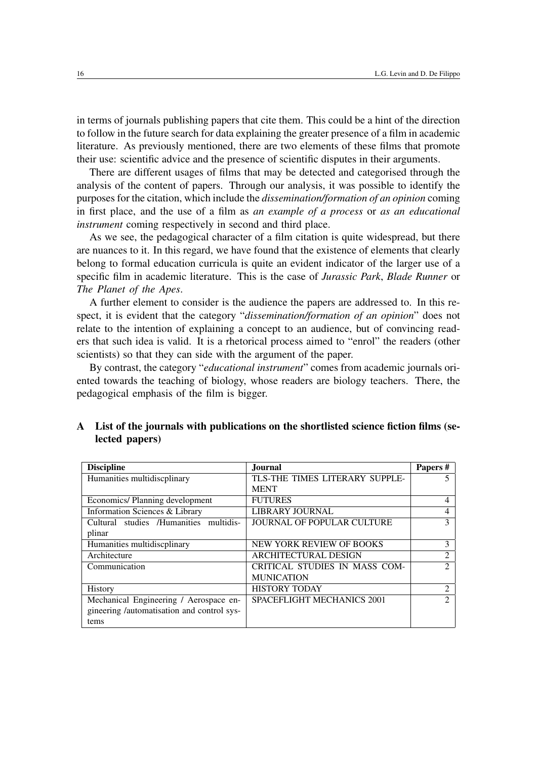in terms of journals publishing papers that cite them. This could be a hint of the direction to follow in the future search for data explaining the greater presence of a film in academic literature. As previously mentioned, there are two elements of these films that promote their use: scientific advice and the presence of scientific disputes in their arguments.

There are different usages of films that may be detected and categorised through the analysis of the content of papers. Through our analysis, it was possible to identify the purposes for the citation, which include the *dissemination/formation of an opinion* coming in first place, and the use of a film as *an example of a process* or *as an educational instrument* coming respectively in second and third place.

As we see, the pedagogical character of a film citation is quite widespread, but there are nuances to it. In this regard, we have found that the existence of elements that clearly belong to formal education curricula is quite an evident indicator of the larger use of a specific film in academic literature. This is the case of *Jurassic Park*, *Blade Runner* or *The Planet of the Apes*.

A further element to consider is the audience the papers are addressed to. In this respect, it is evident that the category "*dissemination/formation of an opinion*" does not relate to the intention of explaining a concept to an audience, but of convincing readers that such idea is valid. It is a rhetorical process aimed to "enrol" the readers (other scientists) so that they can side with the argument of the paper.

By contrast, the category "*educational instrument*" comes from academic journals oriented towards the teaching of biology, whose readers are biology teachers. There, the pedagogical emphasis of the film is bigger.

## A List of the journals with publications on the shortlisted science fiction films (selected papers)

| Discipline | Journal | Papers # |
|---|---|---|
| Humanities multidiscplinary | TLS-THE TIMES LITERARY SUPPLEMENT | 5 |
| Economics/ Planning development | FUTURES | 4 |
| Information Sciences & Library | LIBRARY JOURNAL | 4 |
| Cultural studies /Humanities multidisplinar | JOURNAL OF POPULAR CULTURE | 3 |
| Humanities multidiscplinary | NEW YORK REVIEW OF BOOKS | 3 |
| Architecture | ARCHITECTURAL DESIGN | 2 |
| Communication | CRITICAL STUDIES IN MASS COMMUNICATION | 2 |
| History | HISTORY TODAY | 2 |
| Mechanical Engineering / Aerospace engineering /automatisation and control systems | SPACEFLIGHT MECHANICS 2001 | 2 |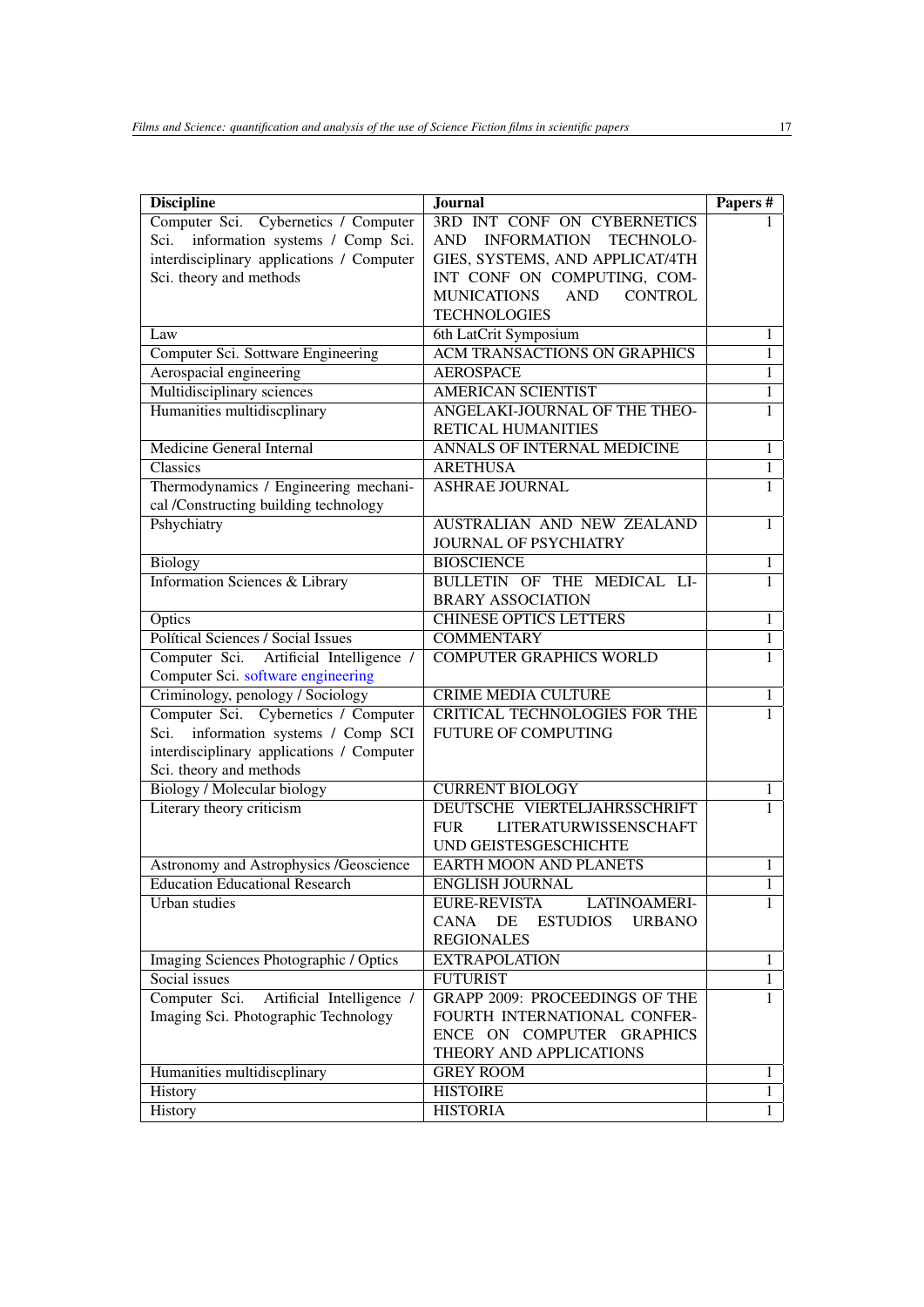| Discipline | Journal | Papers # |
|---|---|---|
| Computer Sci. Cybernetics / Computer Sci. information systems / Comp Sci. interdisciplinary applications / Computer Sci. theory and methods | 3RD INT CONF ON CYBERNETICS AND INFORMATION TECHNOLOGIES, SYSTEMS, AND APPLICAT/4TH INT CONF ON COMPUTING, COMMUNICATIONS AND CONTROL TECHNOLOGIES | 1 |
| Law | 6th LatCrit Symposium | 1 |
| Computer Sci. Sottware Engineering | ACM TRANSACTIONS ON GRAPHICS | 1 |
| Aerospacial engineering | AEROSPACE | 1 |
| Multidisciplinary sciences | AMERICAN SCIENTIST | 1 |
| Humanities multidiscplinary | ANGELAKI-JOURNAL OF THE THEORETICAL HUMANITIES | 1 |
| Medicine General Internal | ANNALS OF INTERNAL MEDICINE | 1 |
| Classics | ARETHUSA | 1 |
| Thermodynamics / Engineering mechanical /Constructing building technology | ASHRAE JOURNAL | 1 |
| Pshychiatry | AUSTRALIAN AND NEW ZEALAND JOURNAL OF PSYCHIATRY | 1 |
| Biology | BIOSCIENCE | 1 |
| Information Sciences & Library | BULLETIN OF THE MEDICAL LIBRARY ASSOCIATION | 1 |
| Optics | CHINESE OPTICS LETTERS | 1 |
| Polítical Sciences / Social Issues | COMMENTARY | 1 |
| Computer Sci. Artificial Intelligence / Computer Sci. software engineering | COMPUTER GRAPHICS WORLD | 1 |
| Criminology, penology / Sociology | CRIME MEDIA CULTURE | 1 |
| Computer Sci. Cybernetics / Computer Sci. information systems / Comp SCI interdisciplinary applications / Computer Sci. theory and methods | CRITICAL TECHNOLOGIES FOR THE FUTURE OF COMPUTING | 1 |
| Biology / Molecular biology | CURRENT BIOLOGY | 1 |
| Literary theory criticism | DEUTSCHE VIERTELJAHRSSCHRIFT FUR LITERATURWISSENSCHAFT UND GEISTESGESCHICHTE | 1 |
| Astronomy and Astrophysics /Geoscience | EARTH MOON AND PLANETS | 1 |
| Education Educational Research | ENGLISH JOURNAL | 1 |
| Urban studies | EURE-REVISTA LATINOAMERICANA DE ESTUDIOS URBANO REGIONALES | 1 |
| Imaging Sciences Photographic / Optics | EXTRAPOLATION | 1 |
| Social issues | FUTURIST | 1 |
| Computer Sci. Artificial Intelligence / Imaging Sci. Photographic Technology | GRAPP 2009: PROCEEDINGS OF THE FOURTH INTERNATIONAL CONFERENCE ON COMPUTER GRAPHICS THEORY AND APPLICATIONS | 1 |
| Humanities multidiscplinary | GREY ROOM | 1 |
| History | HISTOIRE | 1 |
| History | HISTORIA | 1 |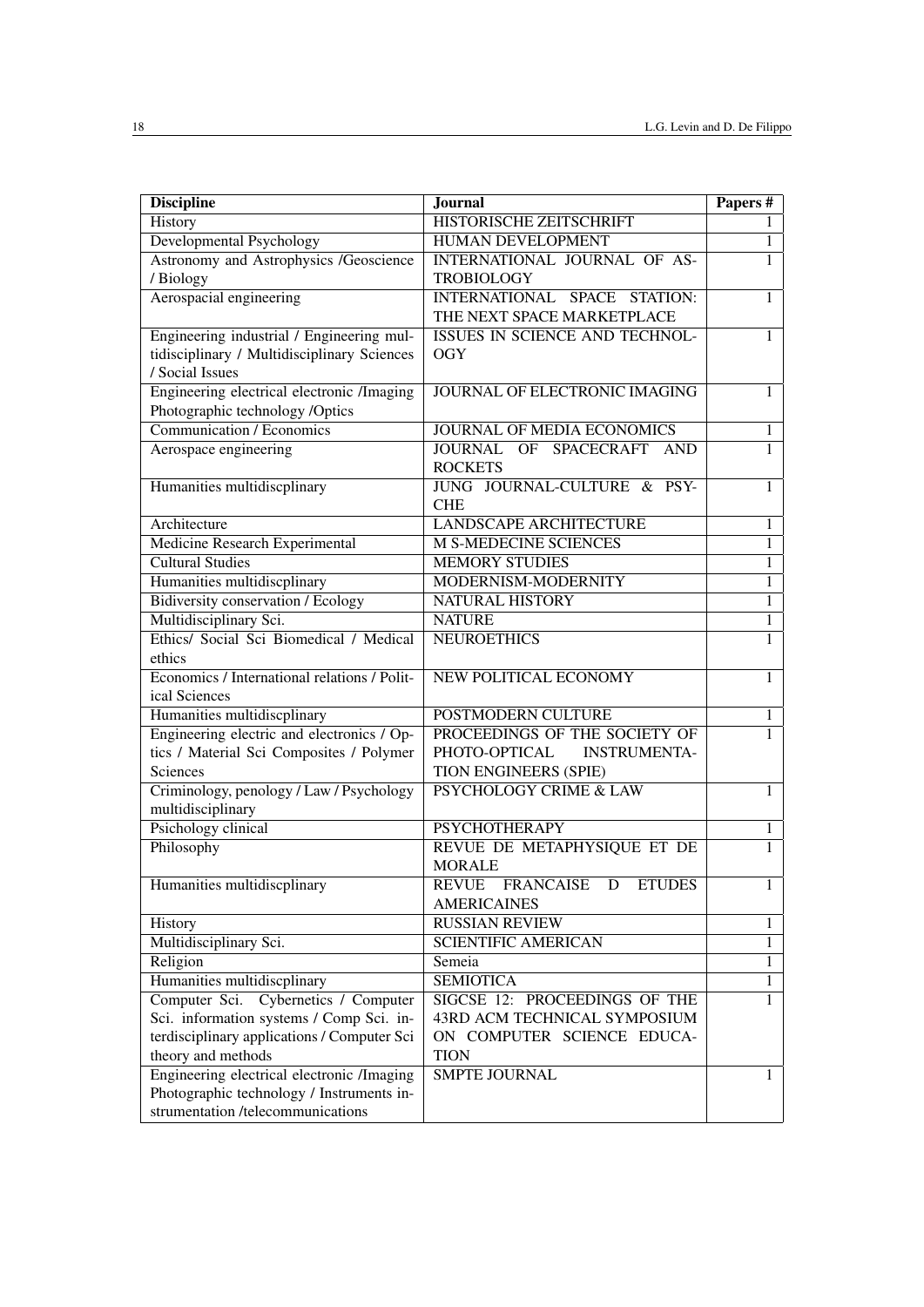| Discipline | Journal | Papers # |
| --- | --- | --- |
| History | HISTORISCHE ZEITSCHRIFT | 1 |
| Developmental Psychology | HUMAN DEVELOPMENT | 1 |
| Astronomy and Astrophysics /Geoscience / Biology | INTERNATIONAL JOURNAL OF ASTROBIOLOGY | 1 |
| Aerospacial engineering | INTERNATIONAL SPACE STATION: THE NEXT SPACE MARKETPLACE | 1 |
| Engineering industrial / Engineering multidisciplinary / Multidisciplinary Sciences / Social Issues | ISSUES IN SCIENCE AND TECHNOLOGY | 1 |
| Engineering electrical electronic /Imaging Photographic technology /Optics | JOURNAL OF ELECTRONIC IMAGING | 1 |
| Communication / Economics | JOURNAL OF MEDIA ECONOMICS | 1 |
| Aerospace engineering | JOURNAL OF SPACECRAFT AND ROCKETS | 1 |
| Humanities multidiscplinary | JUNG JOURNAL-CULTURE & PSYCHE | 1 |
| Architecture | LANDSCAPE ARCHITECTURE | 1 |
| Medicine Research Experimental | M S-MEDECINE SCIENCES | 1 |
| Cultural Studies | MEMORY STUDIES | 1 |
| Humanities multidiscplinary | MODERNISM-MODERNITY | 1 |
| Bidiversity conservation / Ecology | NATURAL HISTORY | 1 |
| Multidisciplinary Sci. | NATURE | 1 |
| Ethics/ Social Sci Biomedical / Medical ethics | NEUROETHICS | 1 |
| Economics / International relations / Political Sciences | NEW POLITICAL ECONOMY | 1 |
| Humanities multidiscplinary | POSTMODERN CULTURE | 1 |
| Engineering electric and electronics / Optics / Material Sci Composites / Polymer Sciences | PROCEEDINGS OF THE SOCIETY OF PHOTO-OPTICAL INSTRUMENTATION ENGINEERS (SPIE) | 1 |
| Criminology, penology / Law / Psychology multidisciplinary | PSYCHOLOGY CRIME & LAW | 1 |
| Psichology clinical | PSYCHOTHERAPY | 1 |
| Philosophy | REVUE DE METAPHYSIQUE ET DE MORALE | 1 |
| Humanities multidiscplinary | REVUE FRANCAISE D ETUDES AMERICAINES | 1 |
| History | RUSSIAN REVIEW | 1 |
| Multidisciplinary Sci. | SCIENTIFIC AMERICAN | 1 |
| Religion | Semeia | 1 |
| Humanities multidiscplinary | SEMIOTICA | 1 |
| Computer Sci. Cybernetics / Computer Sci. information systems / Comp Sci. interdisciplinary applications / Computer Sci theory and methods | SIGCSE 12: PROCEEDINGS OF THE 43RD ACM TECHNICAL SYMPOSIUM ON COMPUTER SCIENCE EDUCATION | 1 |
| Engineering electrical electronic /Imaging Photographic technology / Instruments instrumentation /telecommunications | SMPTE JOURNAL | 1 |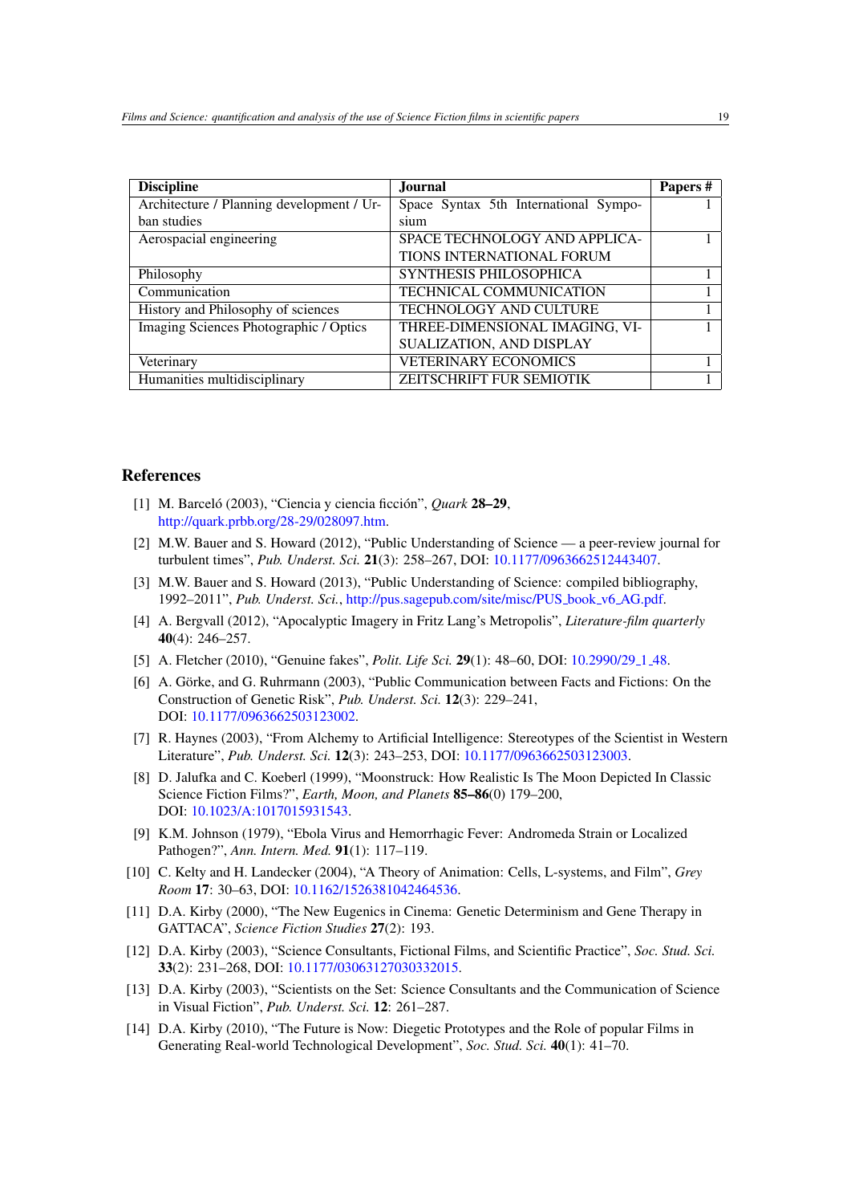| Discipline | Journal | Papers # |
|---|---|---|
| Architecture / Planning development / Urban studies | Space Syntax 5th International Symposium | 1 |
| Aerospacial engineering | SPACE TECHNOLOGY AND APPLICATIONS INTERNATIONAL FORUM | 1 |
| Philosophy | SYNTHESIS PHILOSOPHICA | 1 |
| Communication | TECHNICAL COMMUNICATION | 1 |
| History and Philosophy of sciences | TECHNOLOGY AND CULTURE | 1 |
| Imaging Sciences Photographic / Optics | THREE-DIMENSIONAL IMAGING, VISUALIZATION, AND DISPLAY | 1 |
| Veterinary | VETERINARY ECONOMICS | 1 |
| Humanities multidisciplinary | ZEITSCHRIFT FUR SEMIOTIK | 1 |

## References

[1] M. Barceló (2003), "Ciencia y ciencia ficción", *Quark* **28–29**, http://quark.prbb.org/28-29/028097.htm.

[2] M.W. Bauer and S. Howard (2012), "Public Understanding of Science — a peer-review journal for turbulent times", *Pub. Underst. Sci.* **21**(3): 258–267, DOI: 10.1177/0963662512443407.

[3] M.W. Bauer and S. Howard (2013), "Public Understanding of Science: compiled bibliography, 1992–2011", *Pub. Underst. Sci.*, http://pus.sagepub.com/site/misc/PUS_book_v6_AG.pdf.

[4] A. Bergvall (2012), "Apocalyptic Imagery in Fritz Lang's Metropolis", *Literature-film quarterly* **40**(4): 246–257.

[5] A. Fletcher (2010), "Genuine fakes", *Polit. Life Sci.* **29**(1): 48–60, DOI: 10.2990/29_1_48.

[6] A. Görke, and G. Ruhrmann (2003), "Public Communication between Facts and Fictions: On the Construction of Genetic Risk", *Pub. Underst. Sci.* **12**(3): 229–241, DOI: 10.1177/0963662503123002.

[7] R. Haynes (2003), "From Alchemy to Artificial Intelligence: Stereotypes of the Scientist in Western Literature", *Pub. Underst. Sci.* **12**(3): 243–253, DOI: 10.1177/0963662503123003.

[8] D. Jalufka and C. Koeberl (1999), "Moonstruck: How Realistic Is The Moon Depicted In Classic Science Fiction Films?", *Earth, Moon, and Planets* **85–86**(0) 179–200, DOI: 10.1023/A:1017015931543.

[9] K.M. Johnson (1979), "Ebola Virus and Hemorrhagic Fever: Andromeda Strain or Localized Pathogen?", *Ann. Intern. Med.* **91**(1): 117–119.

[10] C. Kelty and H. Landecker (2004), "A Theory of Animation: Cells, L-systems, and Film", *Grey Room* **17**: 30–63, DOI: 10.1162/1526381042464536.

[11] D.A. Kirby (2000), "The New Eugenics in Cinema: Genetic Determinism and Gene Therapy in GATTACA", *Science Fiction Studies* **27**(2): 193.

[12] D.A. Kirby (2003), "Science Consultants, Fictional Films, and Scientific Practice", *Soc. Stud. Sci.* **33**(2): 231–268, DOI: 10.1177/03063127030332015.

[13] D.A. Kirby (2003), "Scientists on the Set: Science Consultants and the Communication of Science in Visual Fiction", *Pub. Underst. Sci.* **12**: 261–287.

[14] D.A. Kirby (2010), "The Future is Now: Diegetic Prototypes and the Role of popular Films in Generating Real-world Technological Development", *Soc. Stud. Sci.* **40**(1): 41–70.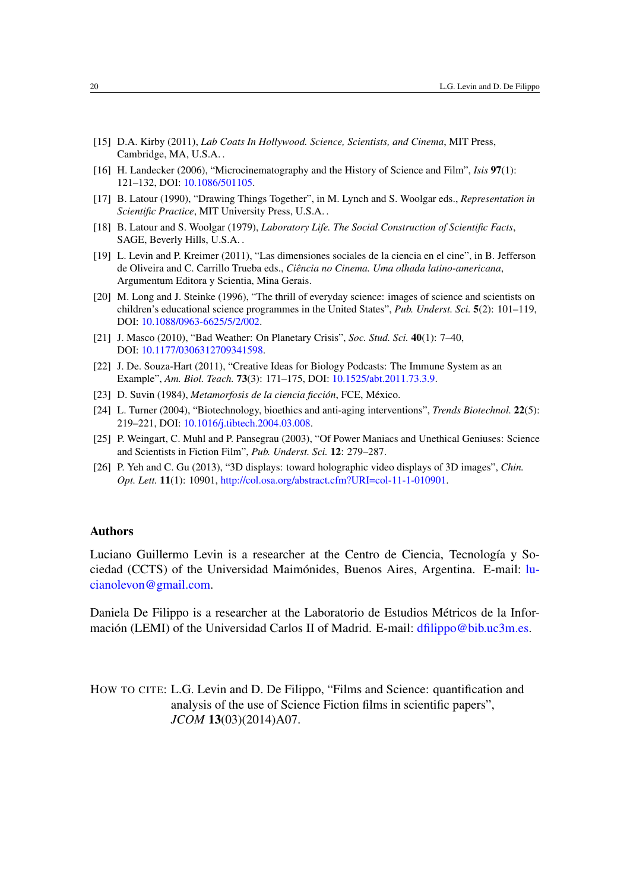[15] D.A. Kirby (2011), *Lab Coats In Hollywood. Science, Scientists, and Cinema*, MIT Press, Cambridge, MA, U.S.A. .

[16] H. Landecker (2006), "Microcinematography and the History of Science and Film", *Isis* **97**(1): 121–132, DOI: 10.1086/501105.

[17] B. Latour (1990), "Drawing Things Together", in M. Lynch and S. Woolgar eds., *Representation in Scientific Practice*, MIT University Press, U.S.A. .

[18] B. Latour and S. Woolgar (1979), *Laboratory Life. The Social Construction of Scientific Facts*, SAGE, Beverly Hills, U.S.A. .

[19] L. Levin and P. Kreimer (2011), "Las dimensiones sociales de la ciencia en el cine", in B. Jefferson de Oliveira and C. Carrillo Trueba eds., *Ciência no Cinema. Uma olhada latino-americana*, Argumentum Editora y Scientia, Mina Gerais.

[20] M. Long and J. Steinke (1996), "The thrill of everyday science: images of science and scientists on children's educational science programmes in the United States", *Pub. Underst. Sci.* **5**(2): 101–119, DOI: 10.1088/0963-6625/5/2/002.

[21] J. Masco (2010), "Bad Weather: On Planetary Crisis", *Soc. Stud. Sci.* **40**(1): 7–40, DOI: 10.1177/0306312709341598.

[22] J. De. Souza-Hart (2011), "Creative Ideas for Biology Podcasts: The Immune System as an Example", *Am. Biol. Teach.* **73**(3): 171–175, DOI: 10.1525/abt.2011.73.3.9.

[23] D. Suvin (1984), *Metamorfosis de la ciencia ficción*, FCE, México.

[24] L. Turner (2004), "Biotechnology, bioethics and anti-aging interventions", *Trends Biotechnol.* **22**(5): 219–221, DOI: 10.1016/j.tibtech.2004.03.008.

[25] P. Weingart, C. Muhl and P. Pansegrau (2003), "Of Power Maniacs and Unethical Geniuses: Science and Scientists in Fiction Film", *Pub. Underst. Sci.* **12**: 279–287.

[26] P. Yeh and C. Gu (2013), "3D displays: toward holographic video displays of 3D images", *Chin. Opt. Lett.* **11**(1): 10901, http://col.osa.org/abstract.cfm?URI=col-11-1-010901.

## Authors

Luciano Guillermo Levin is a researcher at the Centro de Ciencia, Tecnología y Sociedad (CCTS) of the Universidad Maimónides, Buenos Aires, Argentina. E-mail: lucianolevon@gmail.com.

Daniela De Filippo is a researcher at the Laboratorio de Estudios Métricos de la Información (LEMI) of the Universidad Carlos II of Madrid. E-mail: dfilippo@bib.uc3m.es.

HOW TO CITE: L.G. Levin and D. De Filippo, "Films and Science: quantification and analysis of the use of Science Fiction films in scientific papers", *JCOM* **13**(03)(2014)A07.